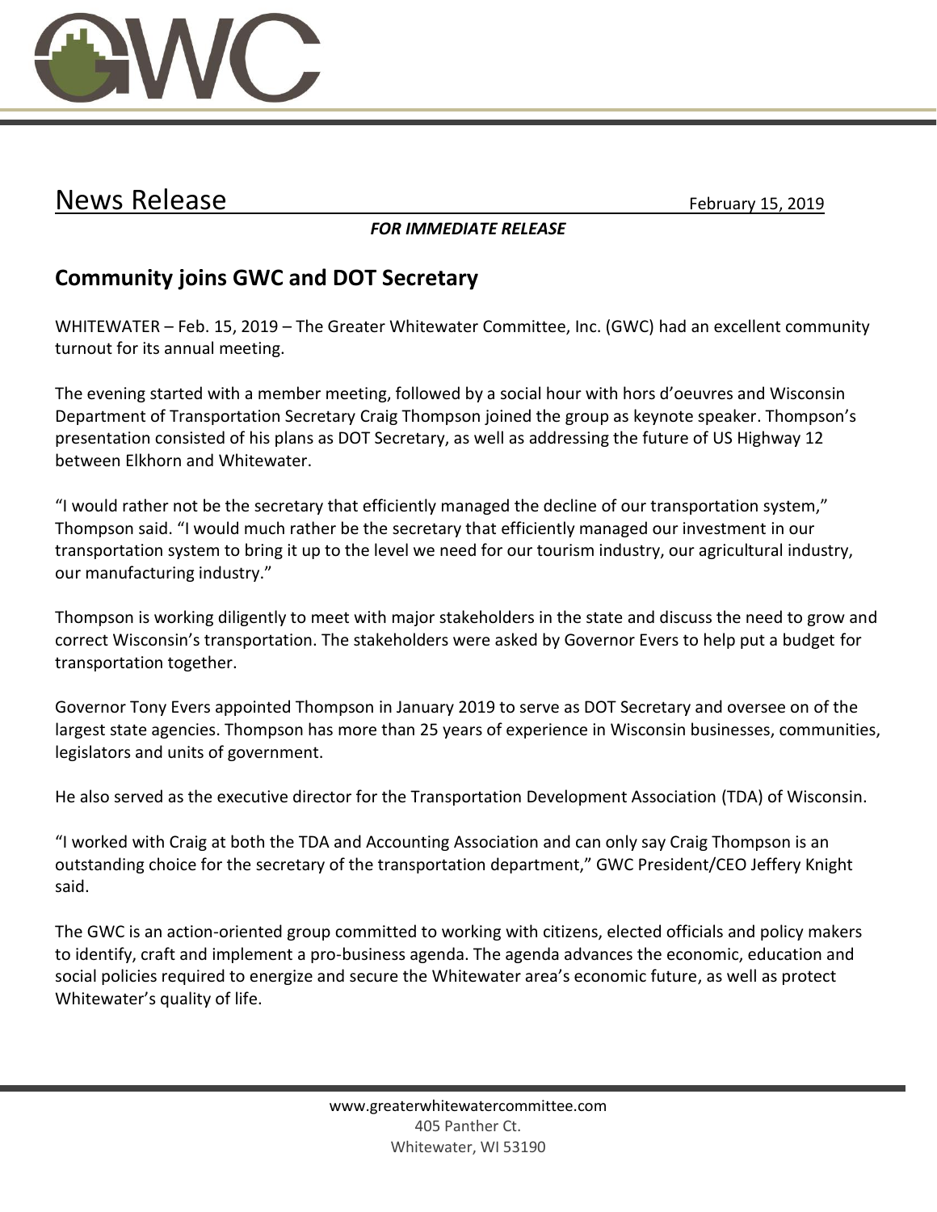# News Release

February 15, 2019

***FOR IMMEDIATE RELEASE***

## Community joins GWC and DOT Secretary

WHITEWATER – Feb. 15, 2019 – The Greater Whitewater Committee, Inc. (GWC) had an excellent community turnout for its annual meeting.

The evening started with a member meeting, followed by a social hour with hors d'oeuvres and Wisconsin Department of Transportation Secretary Craig Thompson joined the group as keynote speaker. Thompson's presentation consisted of his plans as DOT Secretary, as well as addressing the future of US Highway 12 between Elkhorn and Whitewater.

"I would rather not be the secretary that efficiently managed the decline of our transportation system," Thompson said. "I would much rather be the secretary that efficiently managed our investment in our transportation system to bring it up to the level we need for our tourism industry, our agricultural industry, our manufacturing industry."

Thompson is working diligently to meet with major stakeholders in the state and discuss the need to grow and correct Wisconsin's transportation. The stakeholders were asked by Governor Evers to help put a budget for transportation together.

Governor Tony Evers appointed Thompson in January 2019 to serve as DOT Secretary and oversee on of the largest state agencies. Thompson has more than 25 years of experience in Wisconsin businesses, communities, legislators and units of government.

He also served as the executive director for the Transportation Development Association (TDA) of Wisconsin.

"I worked with Craig at both the TDA and Accounting Association and can only say Craig Thompson is an outstanding choice for the secretary of the transportation department," GWC President/CEO Jeffery Knight said.

The GWC is an action-oriented group committed to working with citizens, elected officials and policy makers to identify, craft and implement a pro-business agenda. The agenda advances the economic, education and social policies required to energize and secure the Whitewater area's economic future, as well as protect Whitewater's quality of life.

www.greaterwhitewatercommittee.com
405 Panther Ct.
Whitewater, WI 53190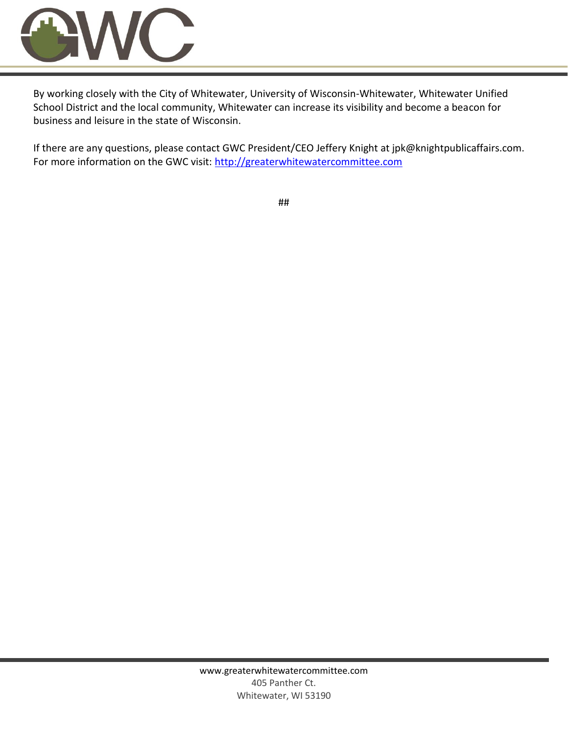By working closely with the City of Whitewater, University of Wisconsin-Whitewater, Whitewater Unified School District and the local community, Whitewater can increase its visibility and become a beacon for business and leisure in the state of Wisconsin.

If there are any questions, please contact GWC President/CEO Jeffery Knight at jpk@knightpublicaffairs.com. For more information on the GWC visit: http://greaterwhitewatercommittee.com

##